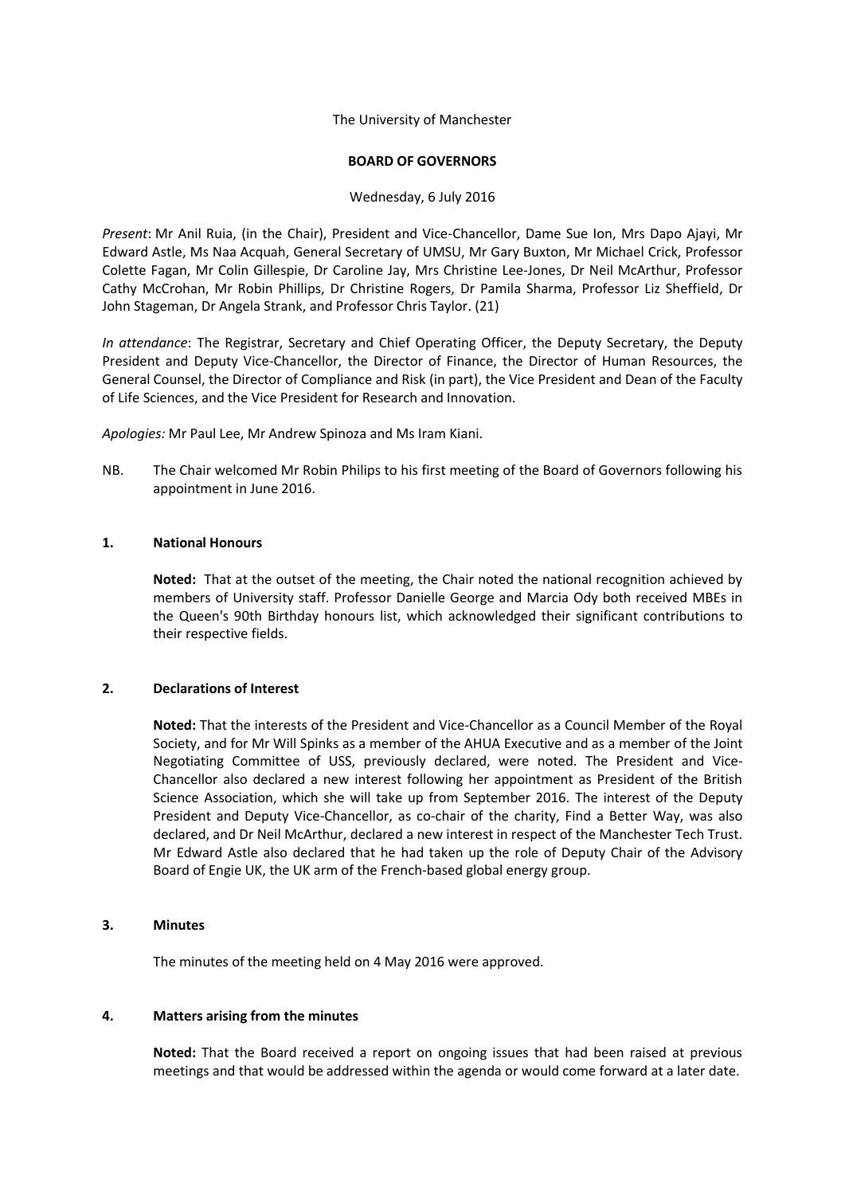The University of Manchester

**BOARD OF GOVERNORS**

Wednesday, 6 July 2016

*Present*: Mr Anil Ruia, (in the Chair), President and Vice-Chancellor, Dame Sue Ion, Mrs Dapo Ajayi, Mr Edward Astle, Ms Naa Acquah, General Secretary of UMSU, Mr Gary Buxton, Mr Michael Crick, Professor Colette Fagan, Mr Colin Gillespie, Dr Caroline Jay, Mrs Christine Lee-Jones, Dr Neil McArthur, Professor Cathy McCrohan, Mr Robin Phillips, Dr Christine Rogers, Dr Pamila Sharma, Professor Liz Sheffield, Dr John Stageman, Dr Angela Strank, and Professor Chris Taylor. (21)

*In attendance*: The Registrar, Secretary and Chief Operating Officer, the Deputy Secretary, the Deputy President and Deputy Vice-Chancellor, the Director of Finance, the Director of Human Resources, the General Counsel, the Director of Compliance and Risk (in part), the Vice President and Dean of the Faculty of Life Sciences, and the Vice President for Research and Innovation.

*Apologies:* Mr Paul Lee, Mr Andrew Spinoza and Ms Iram Kiani.

NB. The Chair welcomed Mr Robin Philips to his first meeting of the Board of Governors following his appointment in June 2016.

## 1. National Honours

**Noted:** That at the outset of the meeting, the Chair noted the national recognition achieved by members of University staff. Professor Danielle George and Marcia Ody both received MBEs in the Queen's 90th Birthday honours list, which acknowledged their significant contributions to their respective fields.

## 2. Declarations of Interest

**Noted:** That the interests of the President and Vice-Chancellor as a Council Member of the Royal Society, and for Mr Will Spinks as a member of the AHUA Executive and as a member of the Joint Negotiating Committee of USS, previously declared, were noted. The President and Vice-Chancellor also declared a new interest following her appointment as President of the British Science Association, which she will take up from September 2016. The interest of the Deputy President and Deputy Vice-Chancellor, as co-chair of the charity, Find a Better Way, was also declared, and Dr Neil McArthur, declared a new interest in respect of the Manchester Tech Trust. Mr Edward Astle also declared that he had taken up the role of Deputy Chair of the Advisory Board of Engie UK, the UK arm of the French-based global energy group.

## 3. Minutes

The minutes of the meeting held on 4 May 2016 were approved.

## 4. Matters arising from the minutes

**Noted:** That the Board received a report on ongoing issues that had been raised at previous meetings and that would be addressed within the agenda or would come forward at a later date.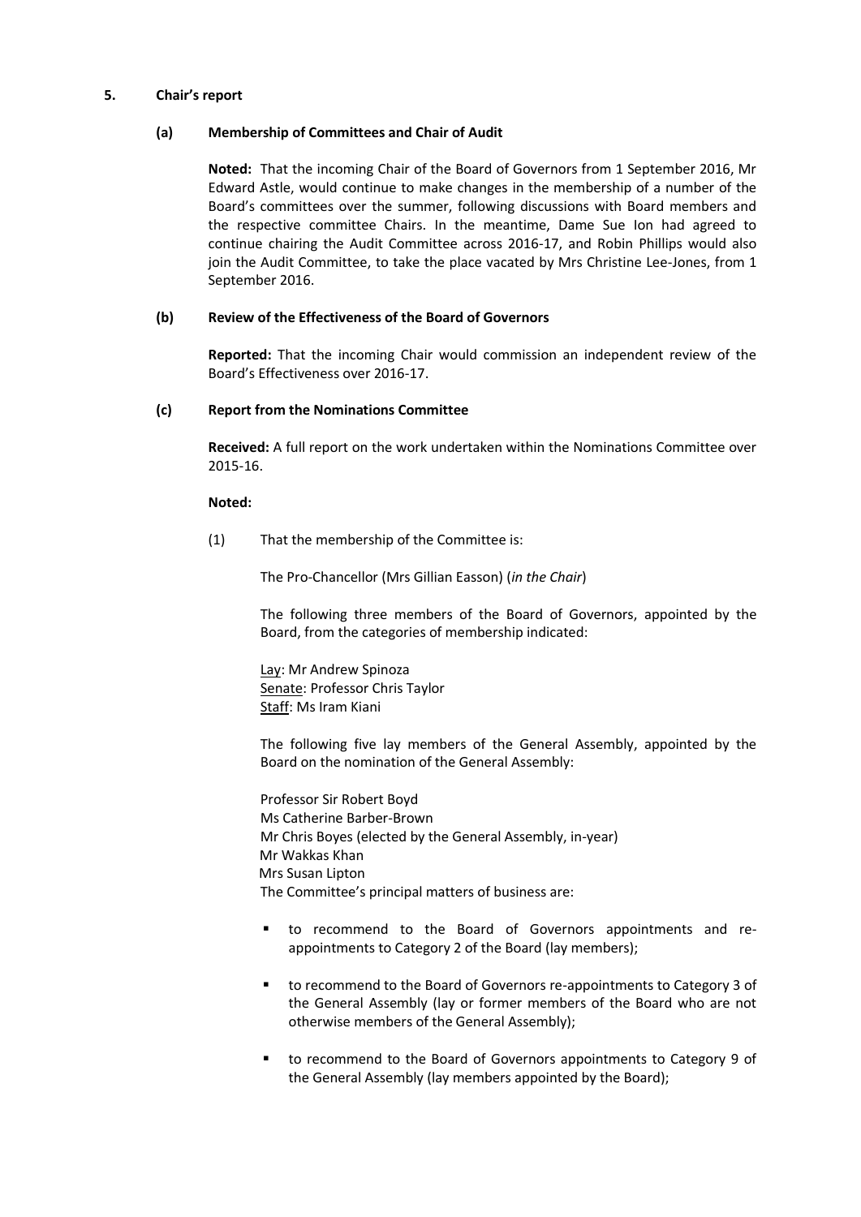## 5. Chair's report

### (a) Membership of Committees and Chair of Audit

**Noted:** That the incoming Chair of the Board of Governors from 1 September 2016, Mr Edward Astle, would continue to make changes in the membership of a number of the Board's committees over the summer, following discussions with Board members and the respective committee Chairs. In the meantime, Dame Sue Ion had agreed to continue chairing the Audit Committee across 2016-17, and Robin Phillips would also join the Audit Committee, to take the place vacated by Mrs Christine Lee-Jones, from 1 September 2016.

### (b) Review of the Effectiveness of the Board of Governors

**Reported:** That the incoming Chair would commission an independent review of the Board's Effectiveness over 2016-17.

### (c) Report from the Nominations Committee

**Received:** A full report on the work undertaken within the Nominations Committee over 2015-16.

**Noted:**

(1) That the membership of the Committee is:

The Pro-Chancellor (Mrs Gillian Easson) (*in the Chair*)

The following three members of the Board of Governors, appointed by the Board, from the categories of membership indicated:

Lay: Mr Andrew Spinoza
Senate: Professor Chris Taylor
Staff: Ms Iram Kiani

The following five lay members of the General Assembly, appointed by the Board on the nomination of the General Assembly:

Professor Sir Robert Boyd
Ms Catherine Barber-Brown
Mr Chris Boyes (elected by the General Assembly, in-year)
Mr Wakkas Khan
Mrs Susan Lipton

The Committee's principal matters of business are:

- to recommend to the Board of Governors appointments and re-appointments to Category 2 of the Board (lay members);
- to recommend to the Board of Governors re-appointments to Category 3 of the General Assembly (lay or former members of the Board who are not otherwise members of the General Assembly);
- to recommend to the Board of Governors appointments to Category 9 of the General Assembly (lay members appointed by the Board);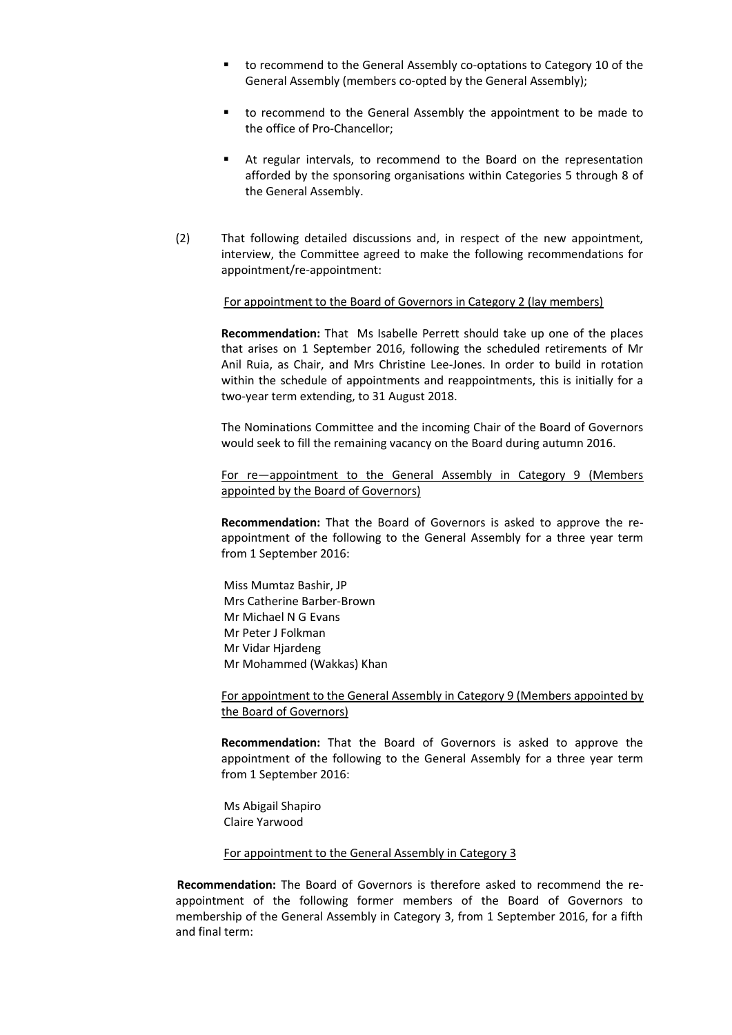- to recommend to the General Assembly co-optations to Category 10 of the General Assembly (members co-opted by the General Assembly);
- to recommend to the General Assembly the appointment to be made to the office of Pro-Chancellor;
- At regular intervals, to recommend to the Board on the representation afforded by the sponsoring organisations within Categories 5 through 8 of the General Assembly.

(2) That following detailed discussions and, in respect of the new appointment, interview, the Committee agreed to make the following recommendations for appointment/re-appointment:

For appointment to the Board of Governors in Category 2 (lay members)

**Recommendation:** That Ms Isabelle Perrett should take up one of the places that arises on 1 September 2016, following the scheduled retirements of Mr Anil Ruia, as Chair, and Mrs Christine Lee-Jones. In order to build in rotation within the schedule of appointments and reappointments, this is initially for a two-year term extending, to 31 August 2018.

The Nominations Committee and the incoming Chair of the Board of Governors would seek to fill the remaining vacancy on the Board during autumn 2016.

For re—appointment to the General Assembly in Category 9 (Members appointed by the Board of Governors)

**Recommendation:** That the Board of Governors is asked to approve the re-appointment of the following to the General Assembly for a three year term from 1 September 2016:

Miss Mumtaz Bashir, JP
Mrs Catherine Barber-Brown
Mr Michael N G Evans
Mr Peter J Folkman
Mr Vidar Hjardeng
Mr Mohammed (Wakkas) Khan

For appointment to the General Assembly in Category 9 (Members appointed by the Board of Governors)

**Recommendation:** That the Board of Governors is asked to approve the appointment of the following to the General Assembly for a three year term from 1 September 2016:

Ms Abigail Shapiro
Claire Yarwood

For appointment to the General Assembly in Category 3

**Recommendation:** The Board of Governors is therefore asked to recommend the re-appointment of the following former members of the Board of Governors to membership of the General Assembly in Category 3, from 1 September 2016, for a fifth and final term: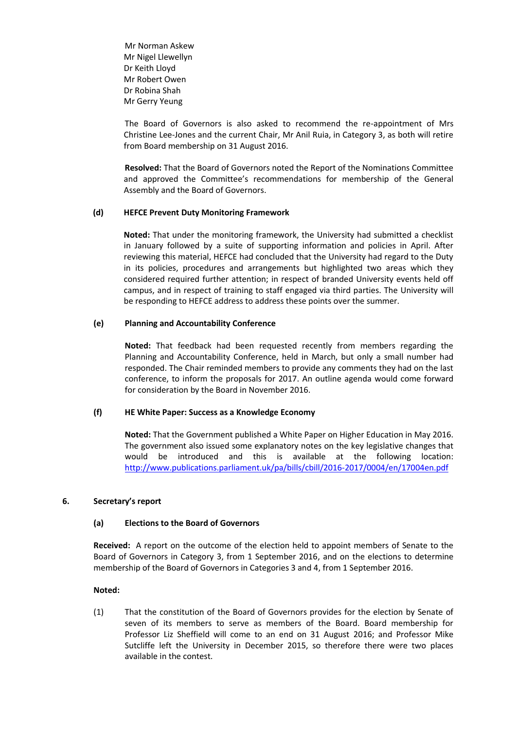Mr Norman Askew
Mr Nigel Llewellyn
Dr Keith Lloyd
Mr Robert Owen
Dr Robina Shah
Mr Gerry Yeung

The Board of Governors is also asked to recommend the re-appointment of Mrs Christine Lee-Jones and the current Chair, Mr Anil Ruia, in Category 3, as both will retire from Board membership on 31 August 2016.

**Resolved:** That the Board of Governors noted the Report of the Nominations Committee and approved the Committee's recommendations for membership of the General Assembly and the Board of Governors.

**(d) HEFCE Prevent Duty Monitoring Framework**

**Noted:** That under the monitoring framework, the University had submitted a checklist in January followed by a suite of supporting information and policies in April. After reviewing this material, HEFCE had concluded that the University had regard to the Duty in its policies, procedures and arrangements but highlighted two areas which they considered required further attention; in respect of branded University events held off campus, and in respect of training to staff engaged via third parties. The University will be responding to HEFCE address to address these points over the summer.

**(e) Planning and Accountability Conference**

**Noted:** That feedback had been requested recently from members regarding the Planning and Accountability Conference, held in March, but only a small number had responded. The Chair reminded members to provide any comments they had on the last conference, to inform the proposals for 2017. An outline agenda would come forward for consideration by the Board in November 2016.

**(f) HE White Paper: Success as a Knowledge Economy**

**Noted:** That the Government published a White Paper on Higher Education in May 2016. The government also issued some explanatory notes on the key legislative changes that would be introduced and this is available at the following location: http://www.publications.parliament.uk/pa/bills/cbill/2016-2017/0004/en/17004en.pdf

**6. Secretary's report**

**(a) Elections to the Board of Governors**

**Received:** A report on the outcome of the election held to appoint members of Senate to the Board of Governors in Category 3, from 1 September 2016, and on the elections to determine membership of the Board of Governors in Categories 3 and 4, from 1 September 2016.

**Noted:**

(1) That the constitution of the Board of Governors provides for the election by Senate of seven of its members to serve as members of the Board. Board membership for Professor Liz Sheffield will come to an end on 31 August 2016; and Professor Mike Sutcliffe left the University in December 2015, so therefore there were two places available in the contest.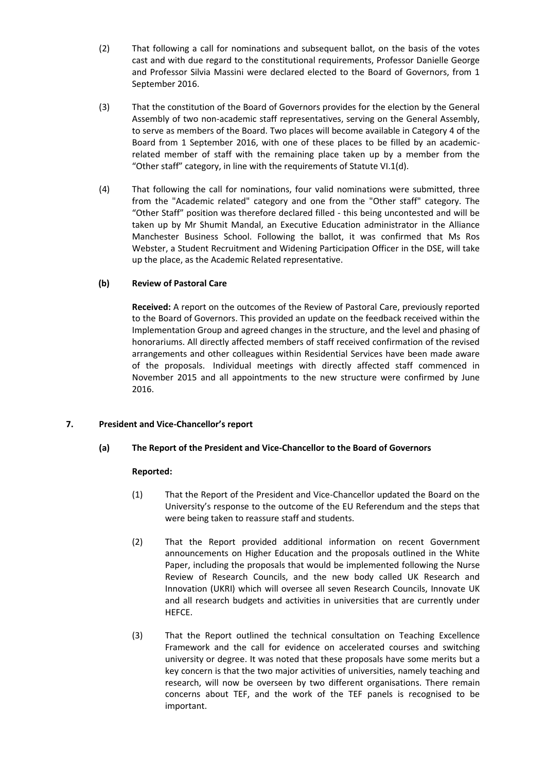(2) That following a call for nominations and subsequent ballot, on the basis of the votes cast and with due regard to the constitutional requirements, Professor Danielle George and Professor Silvia Massini were declared elected to the Board of Governors, from 1 September 2016.

(3) That the constitution of the Board of Governors provides for the election by the General Assembly of two non-academic staff representatives, serving on the General Assembly, to serve as members of the Board. Two places will become available in Category 4 of the Board from 1 September 2016, with one of these places to be filled by an academic-related member of staff with the remaining place taken up by a member from the "Other staff" category, in line with the requirements of Statute VI.1(d).

(4) That following the call for nominations, four valid nominations were submitted, three from the "Academic related" category and one from the "Other staff" category. The "Other Staff" position was therefore declared filled - this being uncontested and will be taken up by Mr Shumit Mandal, an Executive Education administrator in the Alliance Manchester Business School. Following the ballot, it was confirmed that Ms Ros Webster, a Student Recruitment and Widening Participation Officer in the DSE, will take up the place, as the Academic Related representative.

**(b) Review of Pastoral Care**

**Received:** A report on the outcomes of the Review of Pastoral Care, previously reported to the Board of Governors. This provided an update on the feedback received within the Implementation Group and agreed changes in the structure, and the level and phasing of honorariums. All directly affected members of staff received confirmation of the revised arrangements and other colleagues within Residential Services have been made aware of the proposals. Individual meetings with directly affected staff commenced in November 2015 and all appointments to the new structure were confirmed by June 2016.

## 7. President and Vice-Chancellor's report

**(a) The Report of the President and Vice-Chancellor to the Board of Governors**

**Reported:**

(1) That the Report of the President and Vice-Chancellor updated the Board on the University's response to the outcome of the EU Referendum and the steps that were being taken to reassure staff and students.

(2) That the Report provided additional information on recent Government announcements on Higher Education and the proposals outlined in the White Paper, including the proposals that would be implemented following the Nurse Review of Research Councils, and the new body called UK Research and Innovation (UKRI) which will oversee all seven Research Councils, Innovate UK and all research budgets and activities in universities that are currently under HEFCE.

(3) That the Report outlined the technical consultation on Teaching Excellence Framework and the call for evidence on accelerated courses and switching university or degree. It was noted that these proposals have some merits but a key concern is that the two major activities of universities, namely teaching and research, will now be overseen by two different organisations. There remain concerns about TEF, and the work of the TEF panels is recognised to be important.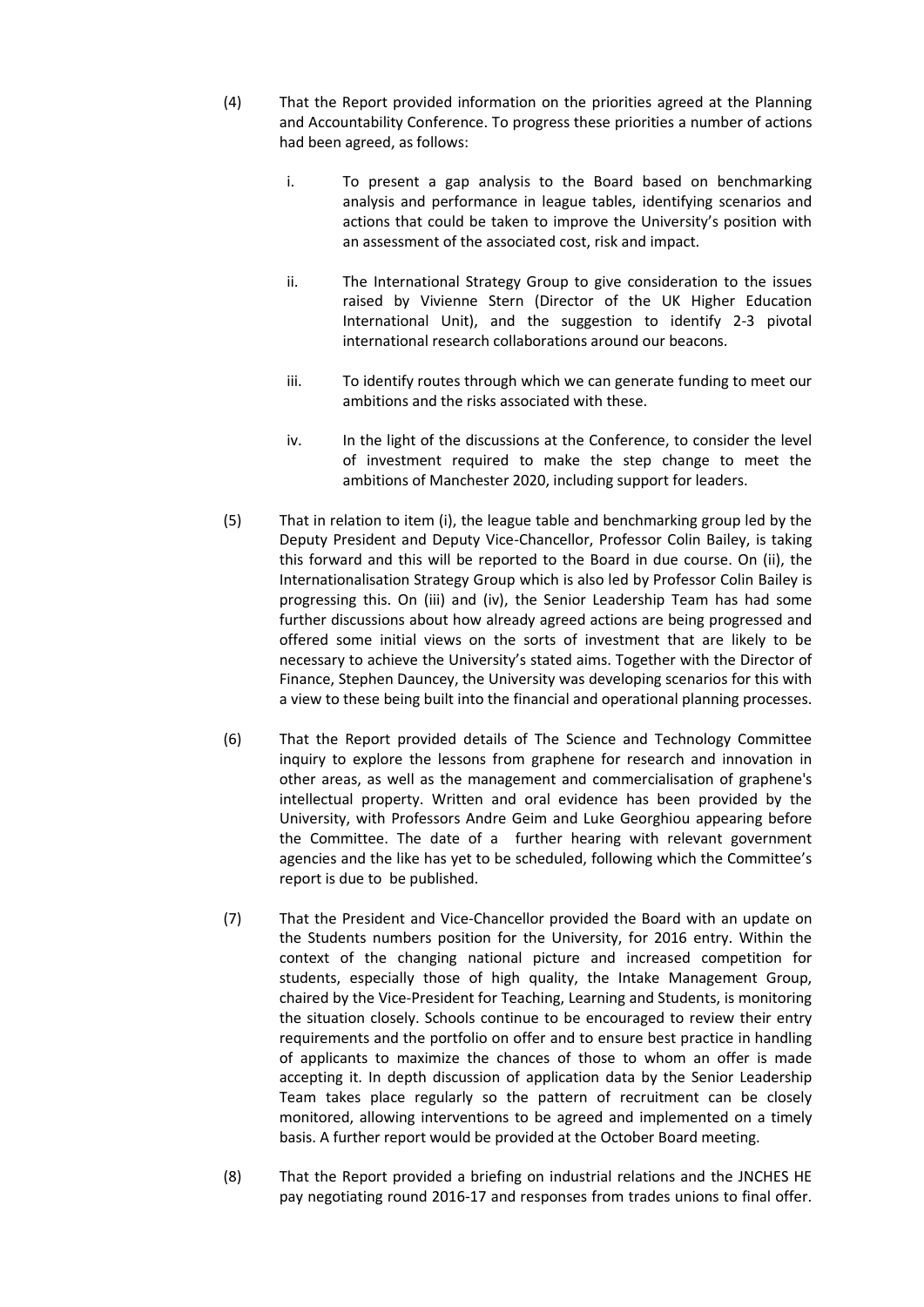(4) That the Report provided information on the priorities agreed at the Planning and Accountability Conference. To progress these priorities a number of actions had been agreed, as follows:

   i. To present a gap analysis to the Board based on benchmarking analysis and performance in league tables, identifying scenarios and actions that could be taken to improve the University's position with an assessment of the associated cost, risk and impact.

   ii. The International Strategy Group to give consideration to the issues raised by Vivienne Stern (Director of the UK Higher Education International Unit), and the suggestion to identify 2-3 pivotal international research collaborations around our beacons.

   iii. To identify routes through which we can generate funding to meet our ambitions and the risks associated with these.

   iv. In the light of the discussions at the Conference, to consider the level of investment required to make the step change to meet the ambitions of Manchester 2020, including support for leaders.

(5) That in relation to item (i), the league table and benchmarking group led by the Deputy President and Deputy Vice-Chancellor, Professor Colin Bailey, is taking this forward and this will be reported to the Board in due course. On (ii), the Internationalisation Strategy Group which is also led by Professor Colin Bailey is progressing this. On (iii) and (iv), the Senior Leadership Team has had some further discussions about how already agreed actions are being progressed and offered some initial views on the sorts of investment that are likely to be necessary to achieve the University's stated aims. Together with the Director of Finance, Stephen Dauncey, the University was developing scenarios for this with a view to these being built into the financial and operational planning processes.

(6) That the Report provided details of The Science and Technology Committee inquiry to explore the lessons from graphene for research and innovation in other areas, as well as the management and commercialisation of graphene's intellectual property. Written and oral evidence has been provided by the University, with Professors Andre Geim and Luke Georghiou appearing before the Committee. The date of a further hearing with relevant government agencies and the like has yet to be scheduled, following which the Committee's report is due to be published.

(7) That the President and Vice-Chancellor provided the Board with an update on the Students numbers position for the University, for 2016 entry. Within the context of the changing national picture and increased competition for students, especially those of high quality, the Intake Management Group, chaired by the Vice-President for Teaching, Learning and Students, is monitoring the situation closely. Schools continue to be encouraged to review their entry requirements and the portfolio on offer and to ensure best practice in handling of applicants to maximize the chances of those to whom an offer is made accepting it. In depth discussion of application data by the Senior Leadership Team takes place regularly so the pattern of recruitment can be closely monitored, allowing interventions to be agreed and implemented on a timely basis. A further report would be provided at the October Board meeting.

(8) That the Report provided a briefing on industrial relations and the JNCHES HE pay negotiating round 2016-17 and responses from trades unions to final offer.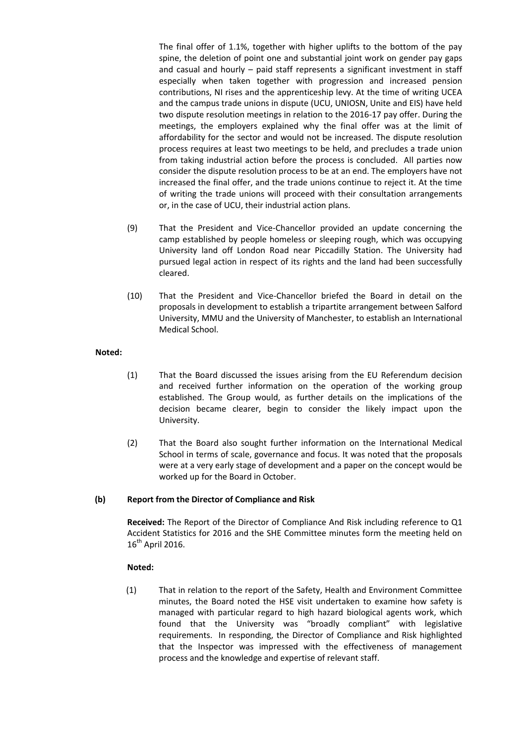The final offer of 1.1%, together with higher uplifts to the bottom of the pay spine, the deletion of point one and substantial joint work on gender pay gaps and casual and hourly – paid staff represents a significant investment in staff especially when taken together with progression and increased pension contributions, NI rises and the apprenticeship levy. At the time of writing UCEA and the campus trade unions in dispute (UCU, UNIOSN, Unite and EIS) have held two dispute resolution meetings in relation to the 2016-17 pay offer. During the meetings, the employers explained why the final offer was at the limit of affordability for the sector and would not be increased. The dispute resolution process requires at least two meetings to be held, and precludes a trade union from taking industrial action before the process is concluded. All parties now consider the dispute resolution process to be at an end. The employers have not increased the final offer, and the trade unions continue to reject it. At the time of writing the trade unions will proceed with their consultation arrangements or, in the case of UCU, their industrial action plans.

(9) That the President and Vice-Chancellor provided an update concerning the camp established by people homeless or sleeping rough, which was occupying University land off London Road near Piccadilly Station. The University had pursued legal action in respect of its rights and the land had been successfully cleared.

(10) That the President and Vice-Chancellor briefed the Board in detail on the proposals in development to establish a tripartite arrangement between Salford University, MMU and the University of Manchester, to establish an International Medical School.

**Noted:**

(1) That the Board discussed the issues arising from the EU Referendum decision and received further information on the operation of the working group established. The Group would, as further details on the implications of the decision became clearer, begin to consider the likely impact upon the University.

(2) That the Board also sought further information on the International Medical School in terms of scale, governance and focus. It was noted that the proposals were at a very early stage of development and a paper on the concept would be worked up for the Board in October.

**(b) Report from the Director of Compliance and Risk**

**Received:** The Report of the Director of Compliance And Risk including reference to Q1 Accident Statistics for 2016 and the SHE Committee minutes form the meeting held on 16th April 2016.

**Noted:**

(1) That in relation to the report of the Safety, Health and Environment Committee minutes, the Board noted the HSE visit undertaken to examine how safety is managed with particular regard to high hazard biological agents work, which found that the University was "broadly compliant" with legislative requirements. In responding, the Director of Compliance and Risk highlighted that the Inspector was impressed with the effectiveness of management process and the knowledge and expertise of relevant staff.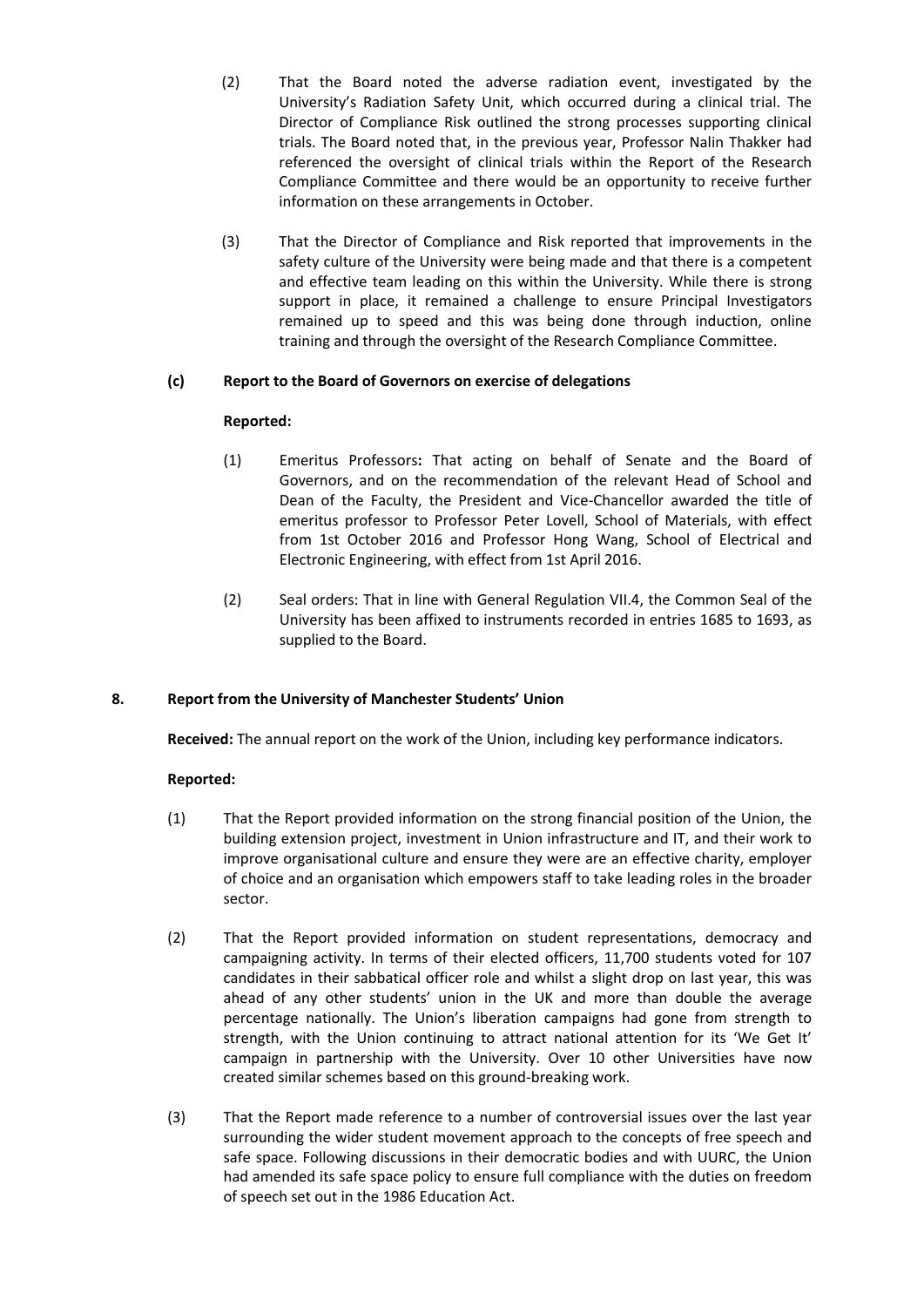(2) That the Board noted the adverse radiation event, investigated by the University's Radiation Safety Unit, which occurred during a clinical trial. The Director of Compliance Risk outlined the strong processes supporting clinical trials. The Board noted that, in the previous year, Professor Nalin Thakker had referenced the oversight of clinical trials within the Report of the Research Compliance Committee and there would be an opportunity to receive further information on these arrangements in October.

(3) That the Director of Compliance and Risk reported that improvements in the safety culture of the University were being made and that there is a competent and effective team leading on this within the University. While there is strong support in place, it remained a challenge to ensure Principal Investigators remained up to speed and this was being done through induction, online training and through the oversight of the Research Compliance Committee.

**(c) Report to the Board of Governors on exercise of delegations**

**Reported:**

(1) Emeritus Professors**:** That acting on behalf of Senate and the Board of Governors, and on the recommendation of the relevant Head of School and Dean of the Faculty, the President and Vice-Chancellor awarded the title of emeritus professor to Professor Peter Lovell, School of Materials, with effect from 1st October 2016 and Professor Hong Wang, School of Electrical and Electronic Engineering, with effect from 1st April 2016.

(2) Seal orders: That in line with General Regulation VII.4, the Common Seal of the University has been affixed to instruments recorded in entries 1685 to 1693, as supplied to the Board.

**8. Report from the University of Manchester Students' Union**

**Received:** The annual report on the work of the Union, including key performance indicators.

**Reported:**

(1) That the Report provided information on the strong financial position of the Union, the building extension project, investment in Union infrastructure and IT, and their work to improve organisational culture and ensure they were are an effective charity, employer of choice and an organisation which empowers staff to take leading roles in the broader sector.

(2) That the Report provided information on student representations, democracy and campaigning activity. In terms of their elected officers, 11,700 students voted for 107 candidates in their sabbatical officer role and whilst a slight drop on last year, this was ahead of any other students' union in the UK and more than double the average percentage nationally. The Union's liberation campaigns had gone from strength to strength, with the Union continuing to attract national attention for its 'We Get It' campaign in partnership with the University. Over 10 other Universities have now created similar schemes based on this ground-breaking work.

(3) That the Report made reference to a number of controversial issues over the last year surrounding the wider student movement approach to the concepts of free speech and safe space. Following discussions in their democratic bodies and with UURC, the Union had amended its safe space policy to ensure full compliance with the duties on freedom of speech set out in the 1986 Education Act.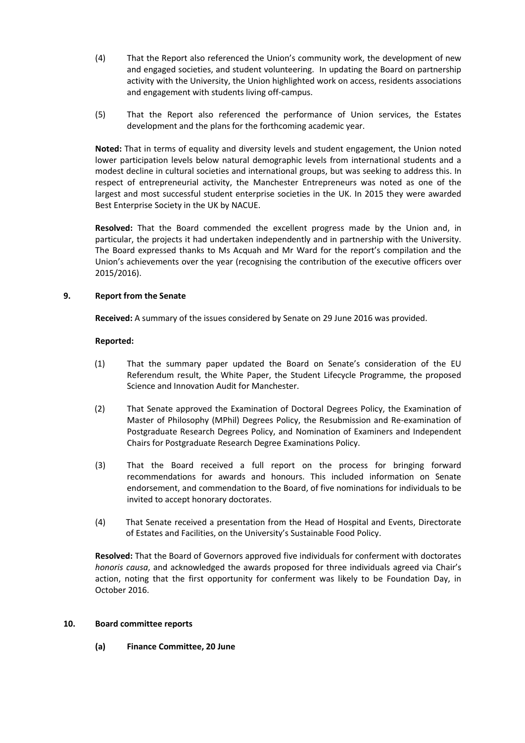(4) That the Report also referenced the Union's community work, the development of new and engaged societies, and student volunteering. In updating the Board on partnership activity with the University, the Union highlighted work on access, residents associations and engagement with students living off-campus.

(5) That the Report also referenced the performance of Union services, the Estates development and the plans for the forthcoming academic year.

**Noted:** That in terms of equality and diversity levels and student engagement, the Union noted lower participation levels below natural demographic levels from international students and a modest decline in cultural societies and international groups, but was seeking to address this. In respect of entrepreneurial activity, the Manchester Entrepreneurs was noted as one of the largest and most successful student enterprise societies in the UK. In 2015 they were awarded Best Enterprise Society in the UK by NACUE.

**Resolved:** That the Board commended the excellent progress made by the Union and, in particular, the projects it had undertaken independently and in partnership with the University. The Board expressed thanks to Ms Acquah and Mr Ward for the report's compilation and the Union's achievements over the year (recognising the contribution of the executive officers over 2015/2016).

## 9. Report from the Senate

**Received:** A summary of the issues considered by Senate on 29 June 2016 was provided.

**Reported:**

(1) That the summary paper updated the Board on Senate's consideration of the EU Referendum result, the White Paper, the Student Lifecycle Programme, the proposed Science and Innovation Audit for Manchester.

(2) That Senate approved the Examination of Doctoral Degrees Policy, the Examination of Master of Philosophy (MPhil) Degrees Policy, the Resubmission and Re-examination of Postgraduate Research Degrees Policy, and Nomination of Examiners and Independent Chairs for Postgraduate Research Degree Examinations Policy.

(3) That the Board received a full report on the process for bringing forward recommendations for awards and honours. This included information on Senate endorsement, and commendation to the Board, of five nominations for individuals to be invited to accept honorary doctorates.

(4) That Senate received a presentation from the Head of Hospital and Events, Directorate of Estates and Facilities, on the University's Sustainable Food Policy.

**Resolved:** That the Board of Governors approved five individuals for conferment with doctorates *honoris causa*, and acknowledged the awards proposed for three individuals agreed via Chair's action, noting that the first opportunity for conferment was likely to be Foundation Day, in October 2016.

## 10. Board committee reports

### (a) Finance Committee, 20 June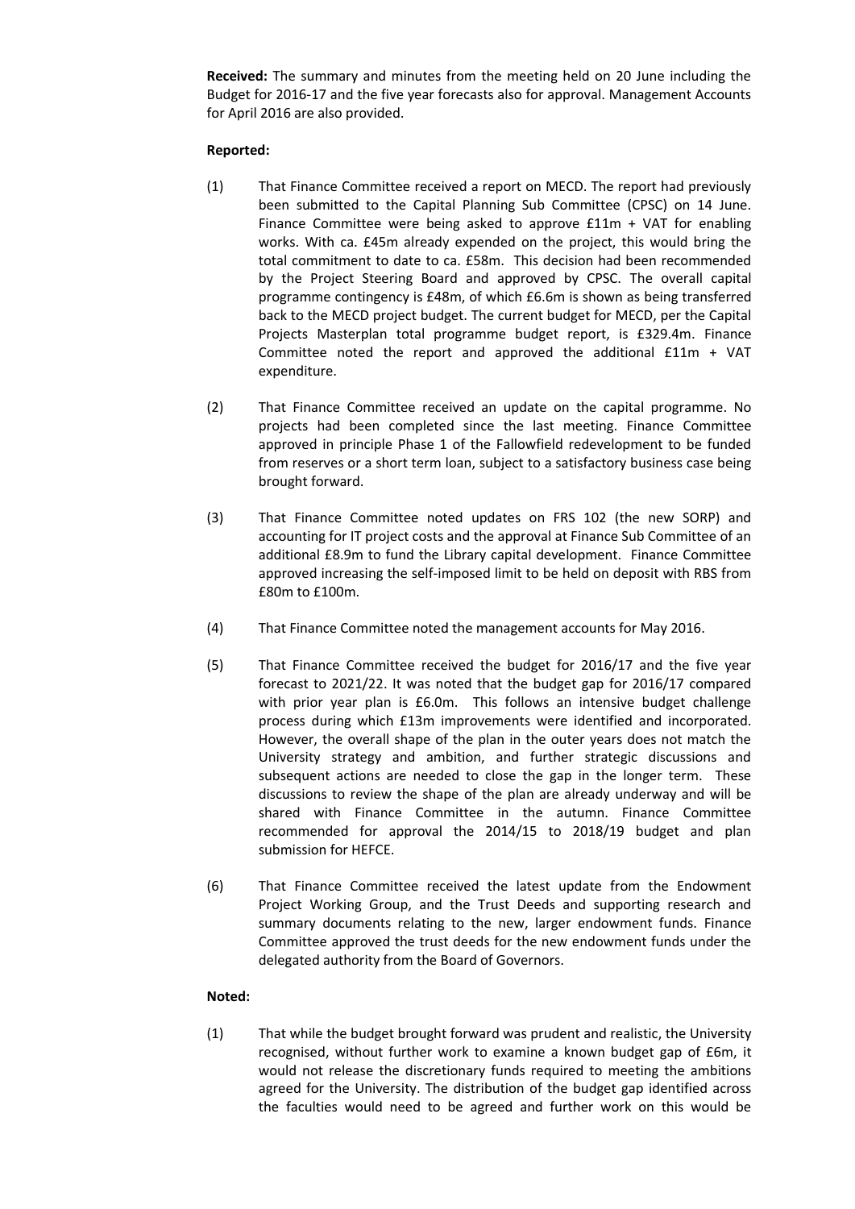**Received:** The summary and minutes from the meeting held on 20 June including the Budget for 2016-17 and the five year forecasts also for approval. Management Accounts for April 2016 are also provided.

**Reported:**

(1) That Finance Committee received a report on MECD. The report had previously been submitted to the Capital Planning Sub Committee (CPSC) on 14 June. Finance Committee were being asked to approve £11m + VAT for enabling works. With ca. £45m already expended on the project, this would bring the total commitment to date to ca. £58m. This decision had been recommended by the Project Steering Board and approved by CPSC. The overall capital programme contingency is £48m, of which £6.6m is shown as being transferred back to the MECD project budget. The current budget for MECD, per the Capital Projects Masterplan total programme budget report, is £329.4m. Finance Committee noted the report and approved the additional £11m + VAT expenditure.

(2) That Finance Committee received an update on the capital programme. No projects had been completed since the last meeting. Finance Committee approved in principle Phase 1 of the Fallowfield redevelopment to be funded from reserves or a short term loan, subject to a satisfactory business case being brought forward.

(3) That Finance Committee noted updates on FRS 102 (the new SORP) and accounting for IT project costs and the approval at Finance Sub Committee of an additional £8.9m to fund the Library capital development. Finance Committee approved increasing the self-imposed limit to be held on deposit with RBS from £80m to £100m.

(4) That Finance Committee noted the management accounts for May 2016.

(5) That Finance Committee received the budget for 2016/17 and the five year forecast to 2021/22. It was noted that the budget gap for 2016/17 compared with prior year plan is £6.0m. This follows an intensive budget challenge process during which £13m improvements were identified and incorporated. However, the overall shape of the plan in the outer years does not match the University strategy and ambition, and further strategic discussions and subsequent actions are needed to close the gap in the longer term. These discussions to review the shape of the plan are already underway and will be shared with Finance Committee in the autumn. Finance Committee recommended for approval the 2014/15 to 2018/19 budget and plan submission for HEFCE.

(6) That Finance Committee received the latest update from the Endowment Project Working Group, and the Trust Deeds and supporting research and summary documents relating to the new, larger endowment funds. Finance Committee approved the trust deeds for the new endowment funds under the delegated authority from the Board of Governors.

**Noted:**

(1) That while the budget brought forward was prudent and realistic, the University recognised, without further work to examine a known budget gap of £6m, it would not release the discretionary funds required to meeting the ambitions agreed for the University. The distribution of the budget gap identified across the faculties would need to be agreed and further work on this would be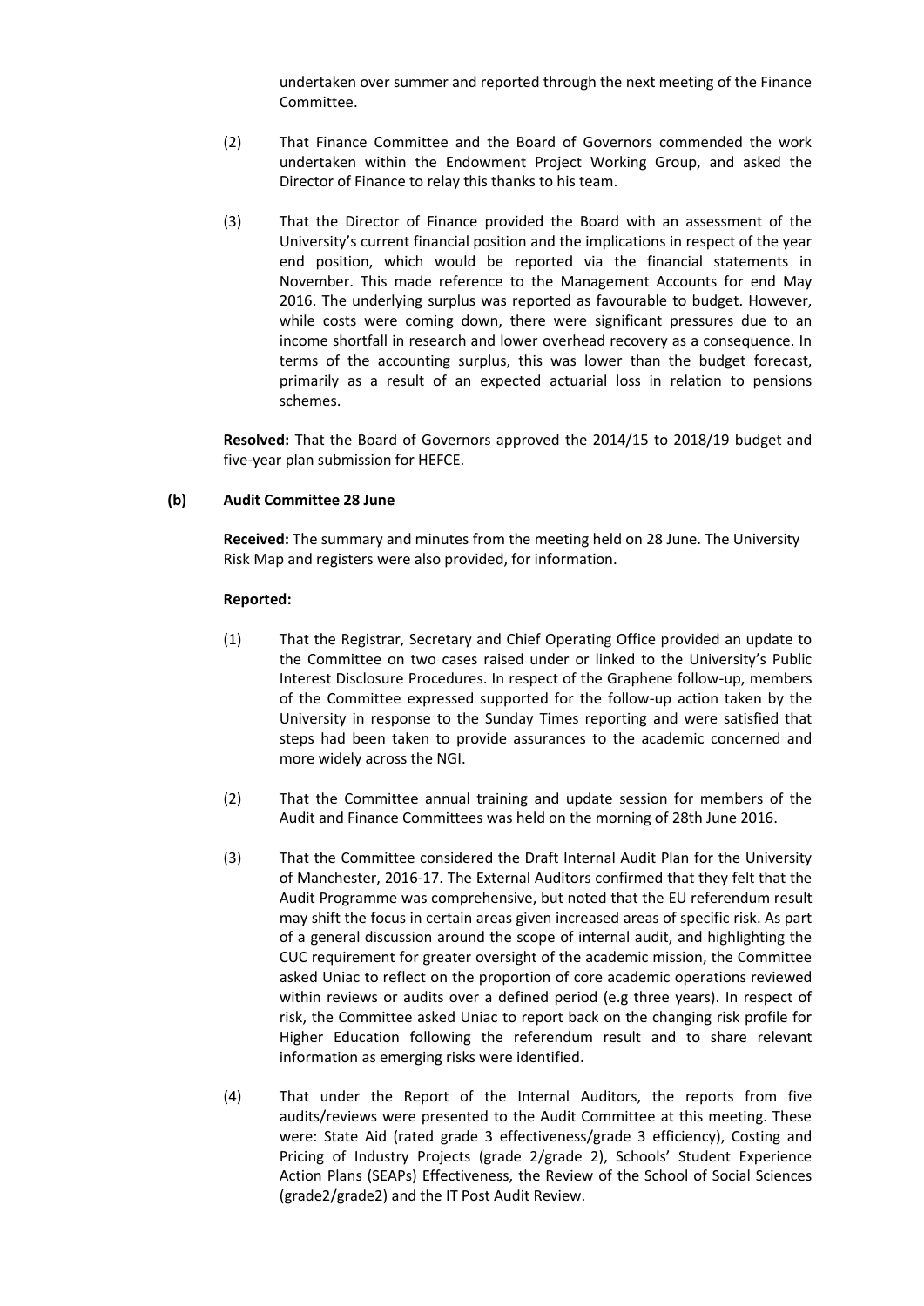undertaken over summer and reported through the next meeting of the Finance Committee.

(2) That Finance Committee and the Board of Governors commended the work undertaken within the Endowment Project Working Group, and asked the Director of Finance to relay this thanks to his team.

(3) That the Director of Finance provided the Board with an assessment of the University's current financial position and the implications in respect of the year end position, which would be reported via the financial statements in November. This made reference to the Management Accounts for end May 2016. The underlying surplus was reported as favourable to budget. However, while costs were coming down, there were significant pressures due to an income shortfall in research and lower overhead recovery as a consequence. In terms of the accounting surplus, this was lower than the budget forecast, primarily as a result of an expected actuarial loss in relation to pensions schemes.

**Resolved:** That the Board of Governors approved the 2014/15 to 2018/19 budget and five-year plan submission for HEFCE.

**(b) Audit Committee 28 June**

**Received:** The summary and minutes from the meeting held on 28 June. The University Risk Map and registers were also provided, for information.

**Reported:**

(1) That the Registrar, Secretary and Chief Operating Office provided an update to the Committee on two cases raised under or linked to the University's Public Interest Disclosure Procedures. In respect of the Graphene follow-up, members of the Committee expressed supported for the follow-up action taken by the University in response to the Sunday Times reporting and were satisfied that steps had been taken to provide assurances to the academic concerned and more widely across the NGI.

(2) That the Committee annual training and update session for members of the Audit and Finance Committees was held on the morning of 28th June 2016.

(3) That the Committee considered the Draft Internal Audit Plan for the University of Manchester, 2016-17. The External Auditors confirmed that they felt that the Audit Programme was comprehensive, but noted that the EU referendum result may shift the focus in certain areas given increased areas of specific risk. As part of a general discussion around the scope of internal audit, and highlighting the CUC requirement for greater oversight of the academic mission, the Committee asked Uniac to reflect on the proportion of core academic operations reviewed within reviews or audits over a defined period (e.g three years). In respect of risk, the Committee asked Uniac to report back on the changing risk profile for Higher Education following the referendum result and to share relevant information as emerging risks were identified.

(4) That under the Report of the Internal Auditors, the reports from five audits/reviews were presented to the Audit Committee at this meeting. These were: State Aid (rated grade 3 effectiveness/grade 3 efficiency), Costing and Pricing of Industry Projects (grade 2/grade 2), Schools' Student Experience Action Plans (SEAPs) Effectiveness, the Review of the School of Social Sciences (grade2/grade2) and the IT Post Audit Review.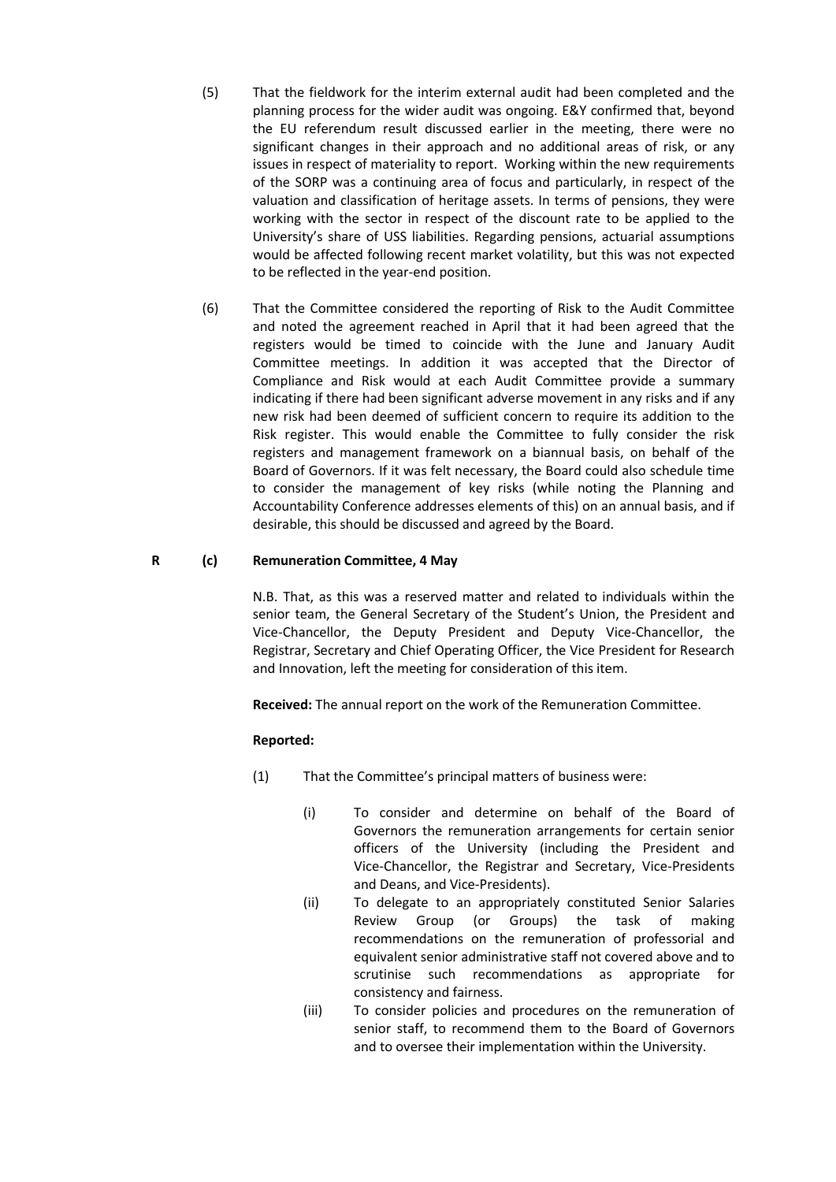(5) That the fieldwork for the interim external audit had been completed and the planning process for the wider audit was ongoing. E&Y confirmed that, beyond the EU referendum result discussed earlier in the meeting, there were no significant changes in their approach and no additional areas of risk, or any issues in respect of materiality to report. Working within the new requirements of the SORP was a continuing area of focus and particularly, in respect of the valuation and classification of heritage assets. In terms of pensions, they were working with the sector in respect of the discount rate to be applied to the University's share of USS liabilities. Regarding pensions, actuarial assumptions would be affected following recent market volatility, but this was not expected to be reflected in the year-end position.

(6) That the Committee considered the reporting of Risk to the Audit Committee and noted the agreement reached in April that it had been agreed that the registers would be timed to coincide with the June and January Audit Committee meetings. In addition it was accepted that the Director of Compliance and Risk would at each Audit Committee provide a summary indicating if there had been significant adverse movement in any risks and if any new risk had been deemed of sufficient concern to require its addition to the Risk register. This would enable the Committee to fully consider the risk registers and management framework on a biannual basis, on behalf of the Board of Governors. If it was felt necessary, the Board could also schedule time to consider the management of key risks (while noting the Planning and Accountability Conference addresses elements of this) on an annual basis, and if desirable, this should be discussed and agreed by the Board.

**R (c) Remuneration Committee, 4 May**

N.B. That, as this was a reserved matter and related to individuals within the senior team, the General Secretary of the Student's Union, the President and Vice-Chancellor, the Deputy President and Deputy Vice-Chancellor, the Registrar, Secretary and Chief Operating Officer, the Vice President for Research and Innovation, left the meeting for consideration of this item.

**Received:** The annual report on the work of the Remuneration Committee.

**Reported:**

(1) That the Committee's principal matters of business were:

(i) To consider and determine on behalf of the Board of Governors the remuneration arrangements for certain senior officers of the University (including the President and Vice-Chancellor, the Registrar and Secretary, Vice-Presidents and Deans, and Vice-Presidents).

(ii) To delegate to an appropriately constituted Senior Salaries Review Group (or Groups) the task of making recommendations on the remuneration of professorial and equivalent senior administrative staff not covered above and to scrutinise such recommendations as appropriate for consistency and fairness.

(iii) To consider policies and procedures on the remuneration of senior staff, to recommend them to the Board of Governors and to oversee their implementation within the University.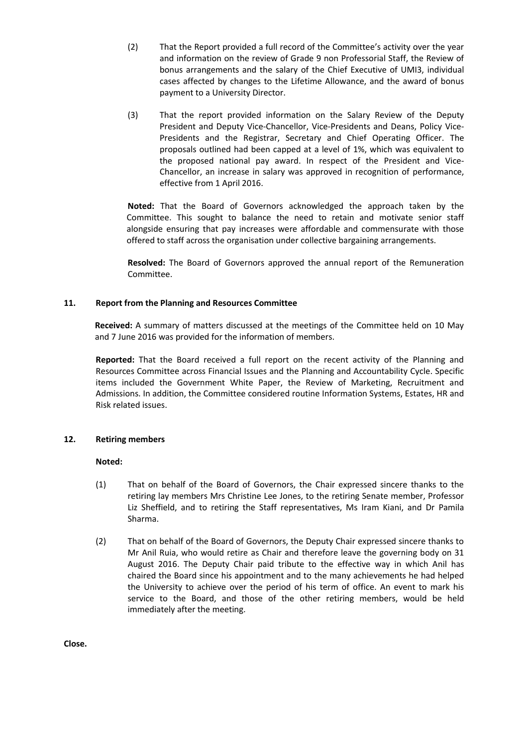(2) That the Report provided a full record of the Committee's activity over the year and information on the review of Grade 9 non Professorial Staff, the Review of bonus arrangements and the salary of the Chief Executive of UMI3, individual cases affected by changes to the Lifetime Allowance, and the award of bonus payment to a University Director.

(3) That the report provided information on the Salary Review of the Deputy President and Deputy Vice-Chancellor, Vice-Presidents and Deans, Policy Vice-Presidents and the Registrar, Secretary and Chief Operating Officer. The proposals outlined had been capped at a level of 1%, which was equivalent to the proposed national pay award. In respect of the President and Vice-Chancellor, an increase in salary was approved in recognition of performance, effective from 1 April 2016.

**Noted:** That the Board of Governors acknowledged the approach taken by the Committee. This sought to balance the need to retain and motivate senior staff alongside ensuring that pay increases were affordable and commensurate with those offered to staff across the organisation under collective bargaining arrangements.

**Resolved:** The Board of Governors approved the annual report of the Remuneration Committee.

**11. Report from the Planning and Resources Committee**

**Received:** A summary of matters discussed at the meetings of the Committee held on 10 May and 7 June 2016 was provided for the information of members.

**Reported:** That the Board received a full report on the recent activity of the Planning and Resources Committee across Financial Issues and the Planning and Accountability Cycle. Specific items included the Government White Paper, the Review of Marketing, Recruitment and Admissions. In addition, the Committee considered routine Information Systems, Estates, HR and Risk related issues.

**12. Retiring members**

**Noted:**

(1) That on behalf of the Board of Governors, the Chair expressed sincere thanks to the retiring lay members Mrs Christine Lee Jones, to the retiring Senate member, Professor Liz Sheffield, and to retiring the Staff representatives, Ms Iram Kiani, and Dr Pamila Sharma.

(2) That on behalf of the Board of Governors, the Deputy Chair expressed sincere thanks to Mr Anil Ruia, who would retire as Chair and therefore leave the governing body on 31 August 2016. The Deputy Chair paid tribute to the effective way in which Anil has chaired the Board since his appointment and to the many achievements he had helped the University to achieve over the period of his term of office. An event to mark his service to the Board, and those of the other retiring members, would be held immediately after the meeting.

**Close.**